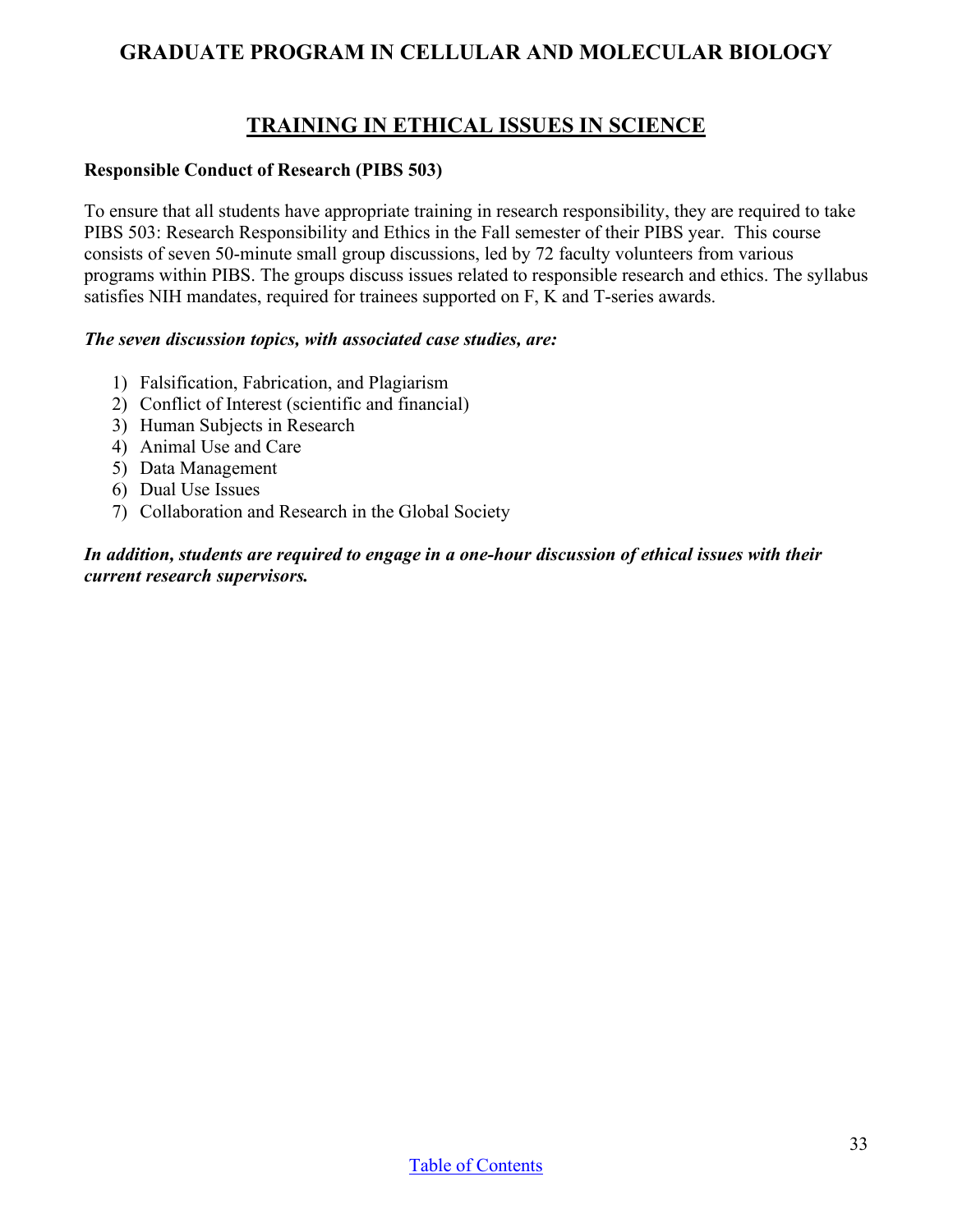# GRADUATE PROGRAM IN CELLULAR AND MOLECULAR BIOLOGY

## TRAINING IN ETHICAL ISSUES IN SCIENCE

**Responsible Conduct of Research (PIBS 503)**

To ensure that all students have appropriate training in research responsibility, they are required to take PIBS 503: Research Responsibility and Ethics in the Fall semester of their PIBS year. This course consists of seven 50-minute small group discussions, led by 72 faculty volunteers from various programs within PIBS. The groups discuss issues related to responsible research and ethics. The syllabus satisfies NIH mandates, required for trainees supported on F, K and T-series awards.

***The seven discussion topics, with associated case studies, are:***

1) Falsification, Fabrication, and Plagiarism
2) Conflict of Interest (scientific and financial)
3) Human Subjects in Research
4) Animal Use and Care
5) Data Management
6) Dual Use Issues
7) Collaboration and Research in the Global Society

***In addition, students are required to engage in a one-hour discussion of ethical issues with their current research supervisors.***

Table of Contents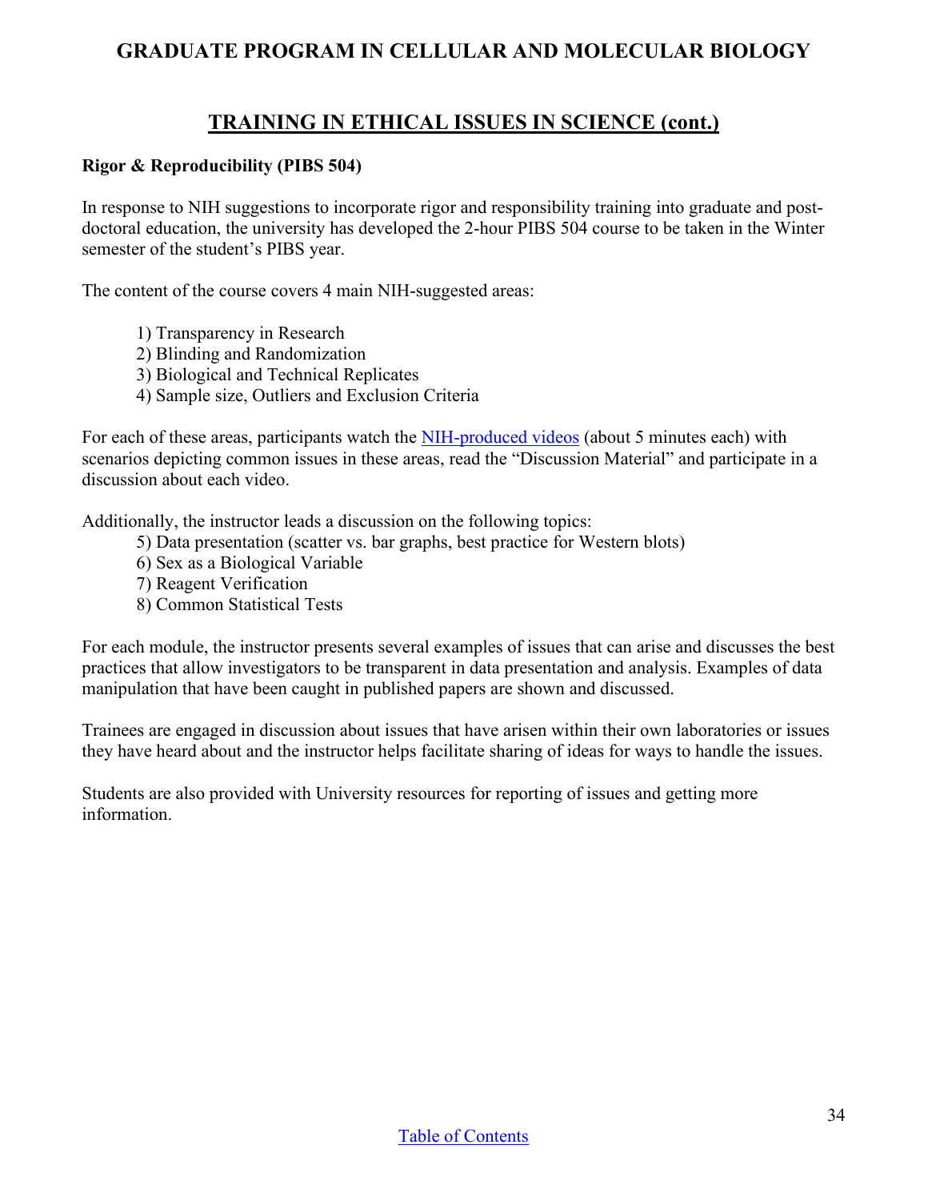## GRADUATE PROGRAM IN CELLULAR AND MOLECULAR BIOLOGY

## TRAINING IN ETHICAL ISSUES IN SCIENCE (cont.)

### Rigor & Reproducibility (PIBS 504)

In response to NIH suggestions to incorporate rigor and responsibility training into graduate and post-doctoral education, the university has developed the 2-hour PIBS 504 course to be taken in the Winter semester of the student's PIBS year.

The content of the course covers 4 main NIH-suggested areas:

1) Transparency in Research
2) Blinding and Randomization
3) Biological and Technical Replicates
4) Sample size, Outliers and Exclusion Criteria

For each of these areas, participants watch the NIH-produced videos (about 5 minutes each) with scenarios depicting common issues in these areas, read the "Discussion Material" and participate in a discussion about each video.

Additionally, the instructor leads a discussion on the following topics:

5) Data presentation (scatter vs. bar graphs, best practice for Western blots)
6) Sex as a Biological Variable
7) Reagent Verification
8) Common Statistical Tests

For each module, the instructor presents several examples of issues that can arise and discusses the best practices that allow investigators to be transparent in data presentation and analysis. Examples of data manipulation that have been caught in published papers are shown and discussed.

Trainees are engaged in discussion about issues that have arisen within their own laboratories or issues they have heard about and the instructor helps facilitate sharing of ideas for ways to handle the issues.

Students are also provided with University resources for reporting of issues and getting more information.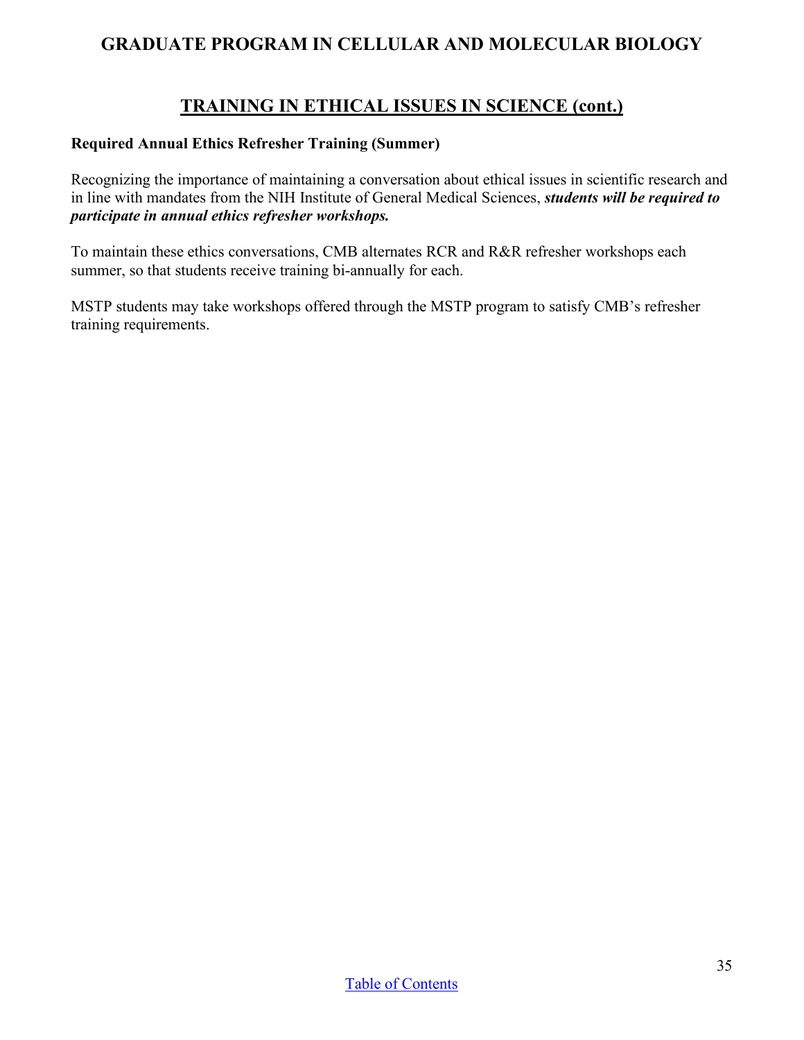# GRADUATE PROGRAM IN CELLULAR AND MOLECULAR BIOLOGY

## TRAINING IN ETHICAL ISSUES IN SCIENCE (cont.)

### Required Annual Ethics Refresher Training (Summer)

Recognizing the importance of maintaining a conversation about ethical issues in scientific research and in line with mandates from the NIH Institute of General Medical Sciences, ***students will be required to participate in annual ethics refresher workshops.***

To maintain these ethics conversations, CMB alternates RCR and R&R refresher workshops each summer, so that students receive training bi-annually for each.

MSTP students may take workshops offered through the MSTP program to satisfy CMB's refresher training requirements.

[Table of Contents]